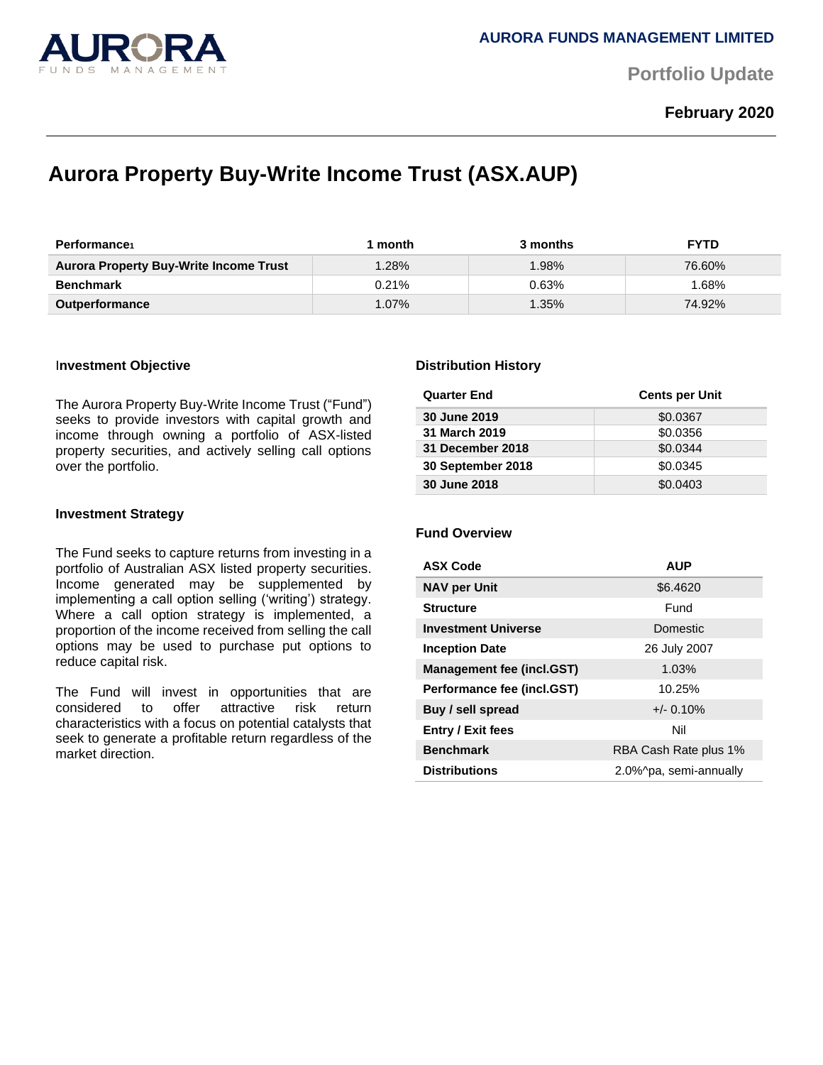AURORA FUNDS MANAGEMENT LIMITED

Portfolio Update

**February 2020**

# Aurora Property Buy-Write Income Trust (ASX.AUP)

| Performance[1] | 1 month | 3 months | FYTD |
|---|---|---|---|
| **Aurora Property Buy-Write Income Trust** | 1.28% | 1.98% | 76.60% |
| **Benchmark** | 0.21% | 0.63% | 1.68% |
| **Outperformance** | 1.07% | 1.35% | 74.92% |

### Investment Objective

The Aurora Property Buy-Write Income Trust ("Fund") seeks to provide investors with capital growth and income through owning a portfolio of ASX-listed property securities, and actively selling call options over the portfolio.

### Investment Strategy

The Fund seeks to capture returns from investing in a portfolio of Australian ASX listed property securities. Income generated may be supplemented by implementing a call option selling ('writing') strategy. Where a call option strategy is implemented, a proportion of the income received from selling the call options may be used to purchase put options to reduce capital risk.

The Fund will invest in opportunities that are considered to offer attractive risk return characteristics with a focus on potential catalysts that seek to generate a profitable return regardless of the market direction.

### Distribution History

| Quarter End | Cents per Unit |
|---|---|
| **30 June 2019** | $0.0367 |
| **31 March 2019** | $0.0356 |
| **31 December 2018** | $0.0344 |
| **30 September 2018** | $0.0345 |
| **30 June 2018** | $0.0403 |

### Fund Overview

| ASX Code | AUP |
|---|---|
| **NAV per Unit** | $6.4620 |
| **Structure** | Fund |
| **Investment Universe** | Domestic |
| **Inception Date** | 26 July 2007 |
| **Management fee (incl.GST)** | 1.03% |
| **Performance fee (incl.GST)** | 10.25% |
| **Buy / sell spread** | +/- 0.10% |
| **Entry / Exit fees** | Nil |
| **Benchmark** | RBA Cash Rate plus 1% |
| **Distributions** | 2.0%^pa, semi-annually |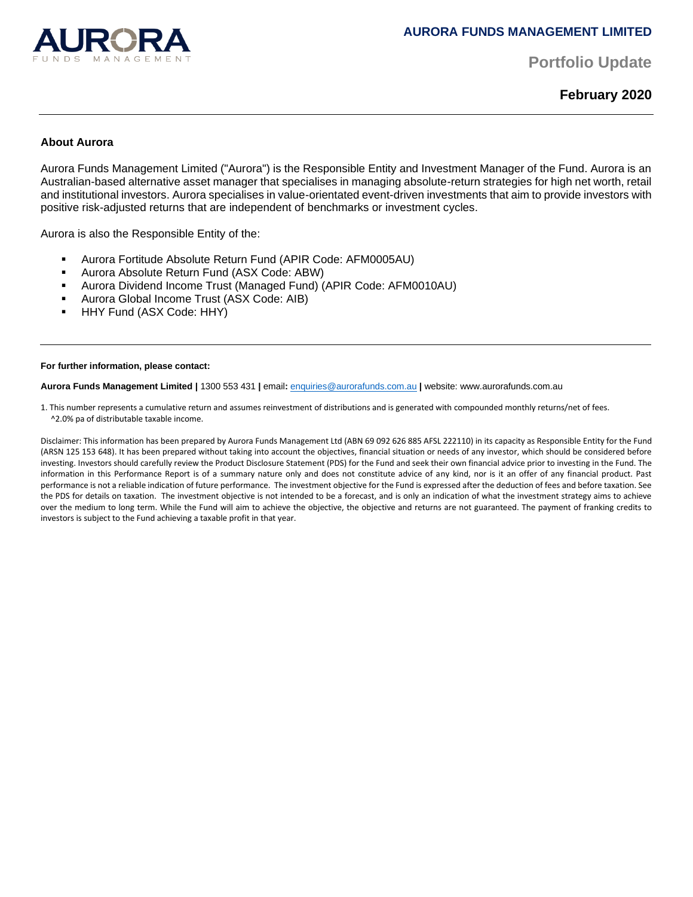## About Aurora

Aurora Funds Management Limited ("Aurora") is the Responsible Entity and Investment Manager of the Fund. Aurora is an Australian-based alternative asset manager that specialises in managing absolute-return strategies for high net worth, retail and institutional investors. Aurora specialises in value-orientated event-driven investments that aim to provide investors with positive risk-adjusted returns that are independent of benchmarks or investment cycles.

Aurora is also the Responsible Entity of the:

- Aurora Fortitude Absolute Return Fund (APIR Code: AFM0005AU)
- Aurora Absolute Return Fund (ASX Code: ABW)
- Aurora Dividend Income Trust (Managed Fund) (APIR Code: AFM0010AU)
- Aurora Global Income Trust (ASX Code: AIB)
- HHY Fund (ASX Code: HHY)

**For further information, please contact:**

**Aurora Funds Management Limited |** 1300 553 431 **|** email**:** enquiries@aurorafunds.com.au **|** website: www.aurorafunds.com.au

1. This number represents a cumulative return and assumes reinvestment of distributions and is generated with compounded monthly returns/net of fees.
^2.0% pa of distributable taxable income.

Disclaimer: This information has been prepared by Aurora Funds Management Ltd (ABN 69 092 626 885 AFSL 222110) in its capacity as Responsible Entity for the Fund (ARSN 125 153 648). It has been prepared without taking into account the objectives, financial situation or needs of any investor, which should be considered before investing. Investors should carefully review the Product Disclosure Statement (PDS) for the Fund and seek their own financial advice prior to investing in the Fund. The information in this Performance Report is of a summary nature only and does not constitute advice of any kind, nor is it an offer of any financial product. Past performance is not a reliable indication of future performance. The investment objective for the Fund is expressed after the deduction of fees and before taxation. See the PDS for details on taxation. The investment objective is not intended to be a forecast, and is only an indication of what the investment strategy aims to achieve over the medium to long term. While the Fund will aim to achieve the objective, the objective and returns are not guaranteed. The payment of franking credits to investors is subject to the Fund achieving a taxable profit in that year.